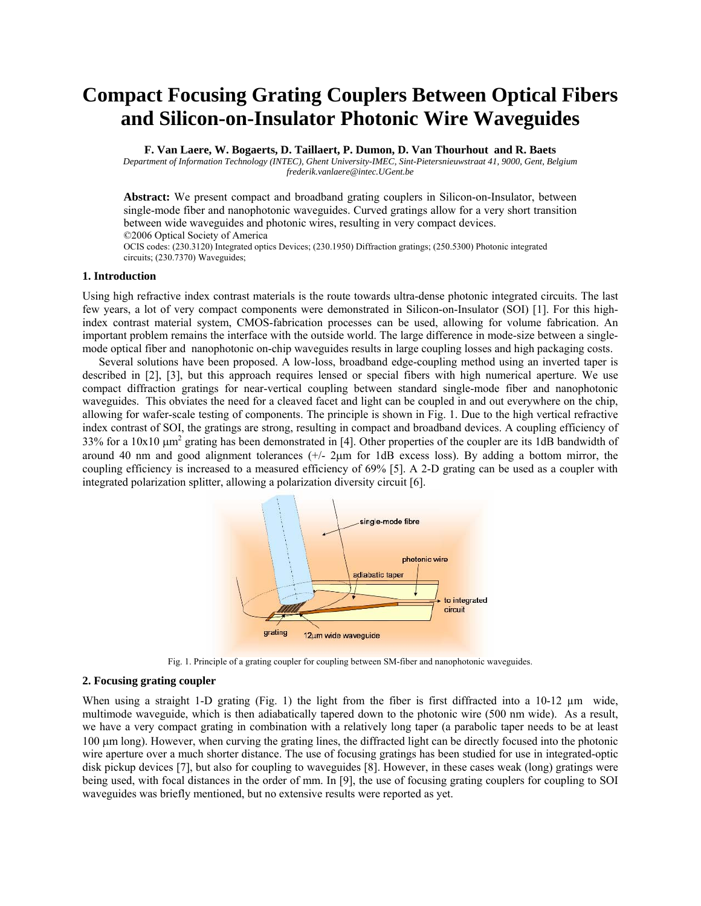# Compact Focusing Grating Couplers Between Optical Fibers and Silicon-on-Insulator Photonic Wire Waveguides

**F. Van Laere, W. Bogaerts, D. Taillaert, P. Dumon, D. Van Thourhout and R. Baets**

*Department of Information Technology (INTEC), Ghent University-IMEC, Sint-Pietersnieuwstraat 41, 9000, Gent, Belgium*
*frederik.vanlaere@intec.UGent.be*

**Abstract:** We present compact and broadband grating couplers in Silicon-on-Insulator, between single-mode fiber and nanophotonic waveguides. Curved gratings allow for a very short transition between wide waveguides and photonic wires, resulting in very compact devices.

©2006 Optical Society of America

OCIS codes: (230.3120) Integrated optics Devices; (230.1950) Diffraction gratings; (250.5300) Photonic integrated circuits; (230.7370) Waveguides;

## 1. Introduction

Using high refractive index contrast materials is the route towards ultra-dense photonic integrated circuits. The last few years, a lot of very compact components were demonstrated in Silicon-on-Insulator (SOI) [1]. For this high-index contrast material system, CMOS-fabrication processes can be used, allowing for volume fabrication. An important problem remains the interface with the outside world. The large difference in mode-size between a single-mode optical fiber and nanophotonic on-chip waveguides results in large coupling losses and high packaging costs.

Several solutions have been proposed. A low-loss, broadband edge-coupling method using an inverted taper is described in [2], [3], but this approach requires lensed or special fibers with high numerical aperture. We use compact diffraction gratings for near-vertical coupling between standard single-mode fiber and nanophotonic waveguides. This obviates the need for a cleaved facet and light can be coupled in and out everywhere on the chip, allowing for wafer-scale testing of components. The principle is shown in Fig. 1. Due to the high vertical refractive index contrast of SOI, the gratings are strong, resulting in compact and broadband devices. A coupling efficiency of 33% for a 10x10 μm$^2$ grating has been demonstrated in [4]. Other properties of the coupler are its 1dB bandwidth of around 40 nm and good alignment tolerances (+/- 2μm for 1dB excess loss). By adding a bottom mirror, the coupling efficiency is increased to a measured efficiency of 69% [5]. A 2-D grating can be used as a coupler with integrated polarization splitter, allowing a polarization diversity circuit [6].

Fig. 1. Principle of a grating coupler for coupling between SM-fiber and nanophotonic waveguides.

## 2. Focusing grating coupler

When using a straight 1-D grating (Fig. 1) the light from the fiber is first diffracted into a 10-12 μm wide, multimode waveguide, which is then adiabatically tapered down to the photonic wire (500 nm wide). As a result, we have a very compact grating in combination with a relatively long taper (a parabolic taper needs to be at least 100 μm long). However, when curving the grating lines, the diffracted light can be directly focused into the photonic wire aperture over a much shorter distance. The use of focusing gratings has been studied for use in integrated-optic disk pickup devices [7], but also for coupling to waveguides [8]. However, in these cases weak (long) gratings were being used, with focal distances in the order of mm. In [9], the use of focusing grating couplers for coupling to SOI waveguides was briefly mentioned, but no extensive results were reported as yet.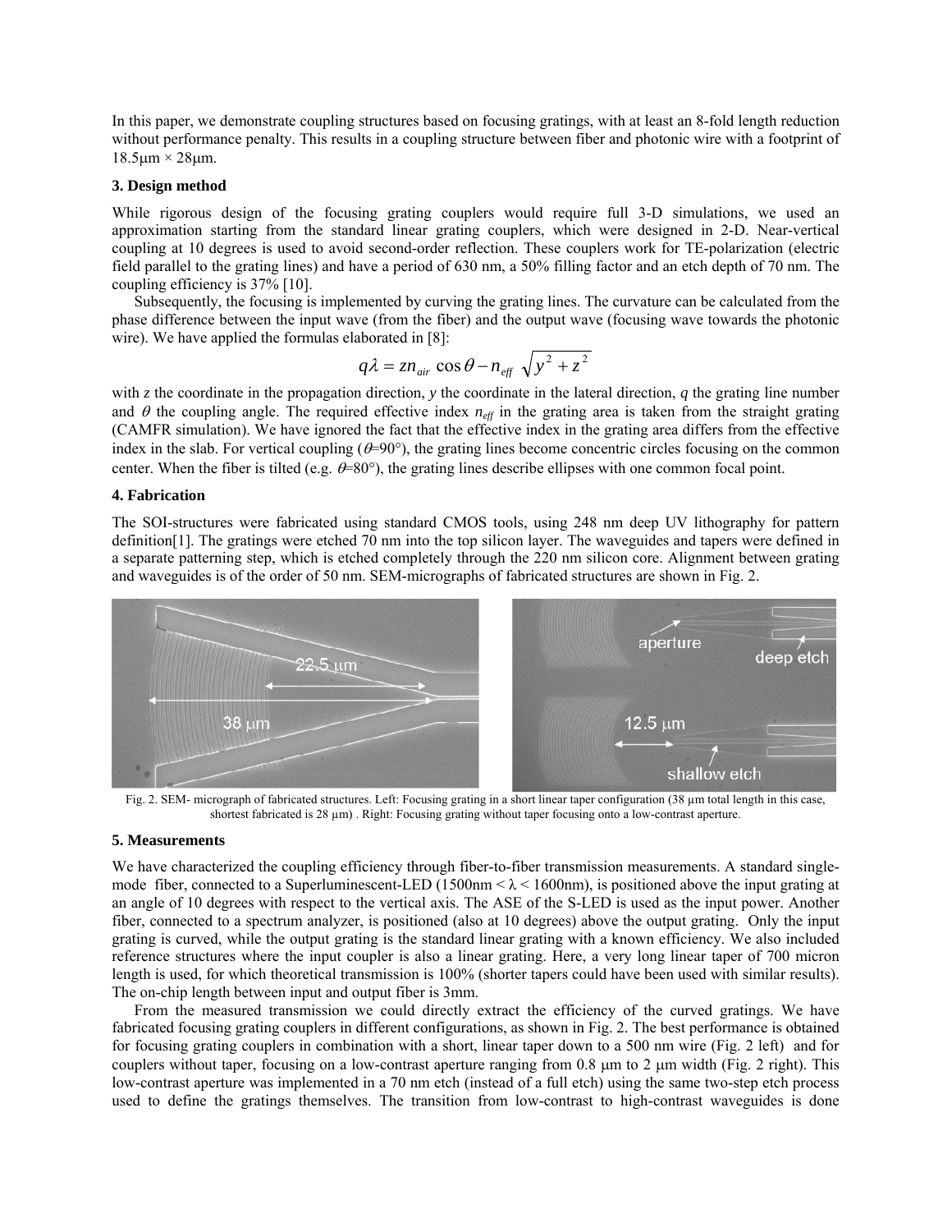In this paper, we demonstrate coupling structures based on focusing gratings, with at least an 8-fold length reduction without performance penalty. This results in a coupling structure between fiber and photonic wire with a footprint of 18.5μm × 28μm.

### 3. Design method

While rigorous design of the focusing grating couplers would require full 3-D simulations, we used an approximation starting from the standard linear grating couplers, which were designed in 2-D. Near-vertical coupling at 10 degrees is used to avoid second-order reflection. These couplers work for TE-polarization (electric field parallel to the grating lines) and have a period of 630 nm, a 50% filling factor and an etch depth of 70 nm. The coupling efficiency is 37% [10].

Subsequently, the focusing is implemented by curving the grating lines. The curvature can be calculated from the phase difference between the input wave (from the fiber) and the output wave (focusing wave towards the photonic wire). We have applied the formulas elaborated in [8]:

$$q\lambda = z n_{air} \cos\theta - n_{eff} \sqrt{y^2 + z^2}$$

with $z$ the coordinate in the propagation direction, $y$ the coordinate in the lateral direction, $q$ the grating line number and $\theta$ the coupling angle. The required effective index $n_{eff}$ in the grating area is taken from the straight grating (CAMFR simulation). We have ignored the fact that the effective index in the grating area differs from the effective index in the slab. For vertical coupling ($\theta$=90°), the grating lines become concentric circles focusing on the common center. When the fiber is tilted (e.g. $\theta$=80°), the grating lines describe ellipses with one common focal point.

### 4. Fabrication

The SOI-structures were fabricated using standard CMOS tools, using 248 nm deep UV lithography for pattern definition[1]. The gratings were etched 70 nm into the top silicon layer. The waveguides and tapers were defined in a separate patterning step, which is etched completely through the 220 nm silicon core. Alignment between grating and waveguides is of the order of 50 nm. SEM-micrographs of fabricated structures are shown in Fig. 2.

Fig. 2. SEM- micrograph of fabricated structures. Left: Focusing grating in a short linear taper configuration (38 μm total length in this case, shortest fabricated is 28 μm) . Right: Focusing grating without taper focusing onto a low-contrast aperture.

### 5. Measurements

We have characterized the coupling efficiency through fiber-to-fiber transmission measurements. A standard single-mode fiber, connected to a Superluminescent-LED (1500nm < λ < 1600nm), is positioned above the input grating at an angle of 10 degrees with respect to the vertical axis. The ASE of the S-LED is used as the input power. Another fiber, connected to a spectrum analyzer, is positioned (also at 10 degrees) above the output grating. Only the input grating is curved, while the output grating is the standard linear grating with a known efficiency. We also included reference structures where the input coupler is also a linear grating. Here, a very long linear taper of 700 micron length is used, for which theoretical transmission is 100% (shorter tapers could have been used with similar results). The on-chip length between input and output fiber is 3mm.

From the measured transmission we could directly extract the efficiency of the curved gratings. We have fabricated focusing grating couplers in different configurations, as shown in Fig. 2. The best performance is obtained for focusing grating couplers in combination with a short, linear taper down to a 500 nm wire (Fig. 2 left) and for couplers without taper, focusing on a low-contrast aperture ranging from 0.8 μm to 2 μm width (Fig. 2 right). This low-contrast aperture was implemented in a 70 nm etch (instead of a full etch) using the same two-step etch process used to define the gratings themselves. The transition from low-contrast to high-contrast waveguides is done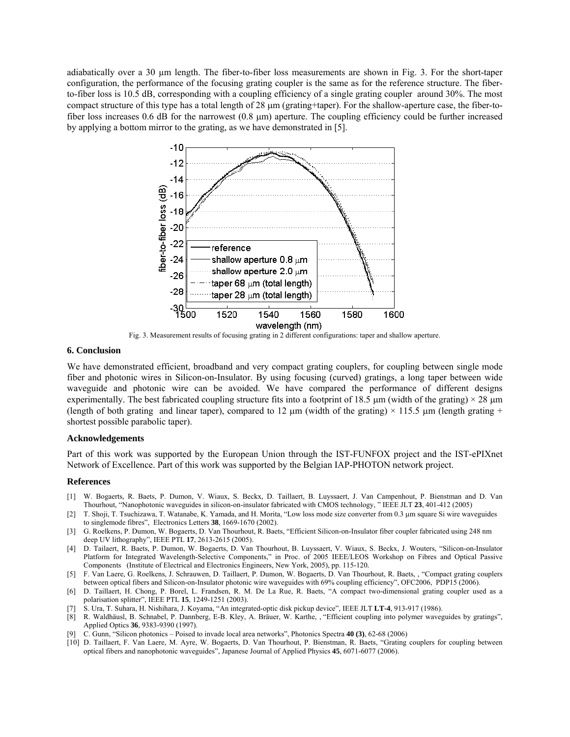adiabatically over a 30 μm length. The fiber-to-fiber loss measurements are shown in Fig. 3. For the short-taper configuration, the performance of the focusing grating coupler is the same as for the reference structure. The fiber-to-fiber loss is 10.5 dB, corresponding with a coupling efficiency of a single grating coupler around 30%. The most compact structure of this type has a total length of 28 μm (grating+taper). For the shallow-aperture case, the fiber-to-fiber loss increases 0.6 dB for the narrowest (0.8 μm) aperture. The coupling efficiency could be further increased by applying a bottom mirror to the grating, as we have demonstrated in [5].

fiber-to-fiber loss (dB)
-10
-12
-14
-16
-18
-20
-22
-24
-26
-28
-30
1500
1520
1540
1560
1580
1600
wavelength (nm)
reference
shallow aperture 0.8 μm
shallow aperture 2.0 μm
taper 68 μm (total length)
taper 28 μm (total length)

Fig. 3. Measurement results of focusing grating in 2 different configurations: taper and shallow aperture.

### 6. Conclusion

We have demonstrated efficient, broadband and very compact grating couplers, for coupling between single mode fiber and photonic wires in Silicon-on-Insulator. By using focusing (curved) gratings, a long taper between wide waveguide and photonic wire can be avoided. We have compared the performance of different designs experimentally. The best fabricated coupling structure fits into a footprint of 18.5 μm (width of the grating) × 28 μm (length of both grating and linear taper), compared to 12 μm (width of the grating) × 115.5 μm (length grating + shortest possible parabolic taper).

#### Acknowledgements

Part of this work was supported by the European Union through the IST-FUNFOX project and the IST-ePIXnet Network of Excellence. Part of this work was supported by the Belgian IAP-PHOTON network project.

#### References

[1] W. Bogaerts, R. Baets, P. Dumon, V. Wiaux, S. Beckx, D. Taillaert, B. Luyssaert, J. Van Campenhout, P. Bienstman and D. Van Thourhout, "Nanophotonic waveguides in silicon-on-insulator fabricated with CMOS technology, " IEEE JLT **23**, 401-412 (2005)

[2] T. Shoji, T. Tsuchizawa, T. Watanabe, K. Yamada, and H. Morita, "Low loss mode size converter from 0.3 μm square Si wire waveguides to singlemode fibres", Electronics Letters **38**, 1669-1670 (2002).

[3] G. Roelkens, P. Dumon, W. Bogaerts, D. Van Thourhout, R. Baets, "Efficient Silicon-on-Insulator fiber coupler fabricated using 248 nm deep UV lithography", IEEE PTL **17**, 2613-2615 (2005).

[4] D. Tailaert, R. Baets, P. Dumon, W. Bogaerts, D. Van Thourhout, B. Luyssaert, V. Wiaux, S. Beckx, J. Wouters, "Silicon-on-Insulator Platform for Integrated Wavelength-Selective Components," in Proc. of 2005 IEEE/LEOS Workshop on Fibres and Optical Passive Components (Institute of Electrical and Electronics Engineers, New York, 2005), pp. 115-120.

[5] F. Van Laere, G. Roelkens, J. Schrauwen, D. Taillaert, P. Dumon, W. Bogaerts, D. Van Thourhout, R. Baets, , "Compact grating couplers between optical fibers and Silicon-on-Insulator photonic wire waveguides with 69% coupling efficiency", OFC2006, PDP15 (2006).

[6] D. Taillaert, H. Chong, P. Borel, L. Frandsen, R. M. De La Rue, R. Baets, "A compact two-dimensional grating coupler used as a polarisation splitter", IEEE PTL **15**, 1249-1251 (2003).

[7] S. Ura, T. Suhara, H. Nishihara, J. Koyama, "An integrated-optic disk pickup device", IEEE JLT **LT-4**, 913-917 (1986).

[8] R. Waldhäusl, B. Schnabel, P. Dannberg, E-B. Kley, A. Bräuer, W. Karthe, , "Efficient coupling into polymer waveguides by gratings", Applied Optics **36**, 9383-9390 (1997).

[9] C. Gunn, "Silicon photonics – Poised to invade local area networks", Photonics Spectra **40 (3)**, 62-68 (2006)

[10] D. Taillaert, F. Van Laere, M. Ayre, W. Bogaerts, D. Van Thourhout, P. Bienstman, R. Baets, "Grating couplers for coupling between optical fibers and nanophotonic waveguides", Japanese Journal of Applied Physics **45**, 6071-6077 (2006).